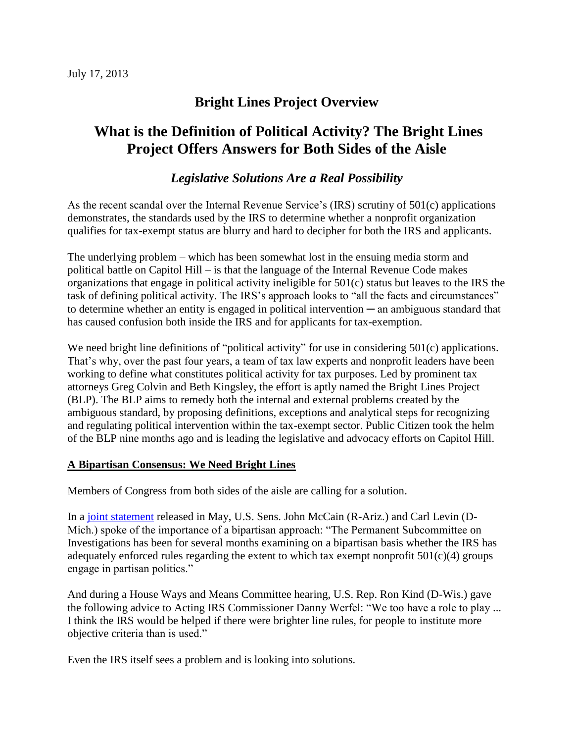July 17, 2013

# Bright Lines Project Overview

# What is the Definition of Political Activity? The Bright Lines Project Offers Answers for Both Sides of the Aisle

## *Legislative Solutions Are a Real Possibility*

As the recent scandal over the Internal Revenue Service's (IRS) scrutiny of 501(c) applications demonstrates, the standards used by the IRS to determine whether a nonprofit organization qualifies for tax-exempt status are blurry and hard to decipher for both the IRS and applicants.

The underlying problem – which has been somewhat lost in the ensuing media storm and political battle on Capitol Hill – is that the language of the Internal Revenue Code makes organizations that engage in political activity ineligible for 501(c) status but leaves to the IRS the task of defining political activity. The IRS's approach looks to "all the facts and circumstances" to determine whether an entity is engaged in political intervention ─ an ambiguous standard that has caused confusion both inside the IRS and for applicants for tax-exemption.

We need bright line definitions of "political activity" for use in considering 501(c) applications. That's why, over the past four years, a team of tax law experts and nonprofit leaders have been working to define what constitutes political activity for tax purposes. Led by prominent tax attorneys Greg Colvin and Beth Kingsley, the effort is aptly named the Bright Lines Project (BLP). The BLP aims to remedy both the internal and external problems created by the ambiguous standard, by proposing definitions, exceptions and analytical steps for recognizing and regulating political intervention within the tax-exempt sector. Public Citizen took the helm of the BLP nine months ago and is leading the legislative and advocacy efforts on Capitol Hill.

### **A Bipartisan Consensus: We Need Bright Lines**

Members of Congress from both sides of the aisle are calling for a solution.

In a joint statement released in May, U.S. Sens. John McCain (R-Ariz.) and Carl Levin (D-Mich.) spoke of the importance of a bipartisan approach: "The Permanent Subcommittee on Investigations has been for several months examining on a bipartisan basis whether the IRS has adequately enforced rules regarding the extent to which tax exempt nonprofit 501(c)(4) groups engage in partisan politics."

And during a House Ways and Means Committee hearing, U.S. Rep. Ron Kind (D-Wis.) gave the following advice to Acting IRS Commissioner Danny Werfel: "We too have a role to play ... I think the IRS would be helped if there were brighter line rules, for people to institute more objective criteria than is used."

Even the IRS itself sees a problem and is looking into solutions.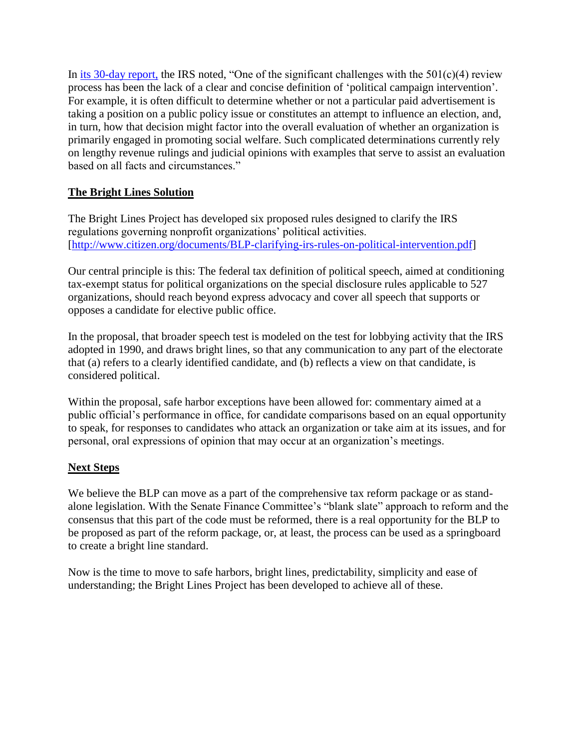In [its 30-day report,](#) the IRS noted, "One of the significant challenges with the 501(c)(4) review process has been the lack of a clear and concise definition of 'political campaign intervention'. For example, it is often difficult to determine whether or not a particular paid advertisement is taking a position on a public policy issue or constitutes an attempt to influence an election, and, in turn, how that decision might factor into the overall evaluation of whether an organization is primarily engaged in promoting social welfare. Such complicated determinations currently rely on lengthy revenue rulings and judicial opinions with examples that serve to assist an evaluation based on all facts and circumstances."

## **The Bright Lines Solution**

The Bright Lines Project has developed six proposed rules designed to clarify the IRS regulations governing nonprofit organizations' political activities. [http://www.citizen.org/documents/BLP-clarifying-irs-rules-on-political-intervention.pdf]

Our central principle is this: The federal tax definition of political speech, aimed at conditioning tax-exempt status for political organizations on the special disclosure rules applicable to 527 organizations, should reach beyond express advocacy and cover all speech that supports or opposes a candidate for elective public office.

In the proposal, that broader speech test is modeled on the test for lobbying activity that the IRS adopted in 1990, and draws bright lines, so that any communication to any part of the electorate that (a) refers to a clearly identified candidate, and (b) reflects a view on that candidate, is considered political.

Within the proposal, safe harbor exceptions have been allowed for: commentary aimed at a public official's performance in office, for candidate comparisons based on an equal opportunity to speak, for responses to candidates who attack an organization or take aim at its issues, and for personal, oral expressions of opinion that may occur at an organization's meetings.

## **Next Steps**

We believe the BLP can move as a part of the comprehensive tax reform package or as stand-alone legislation. With the Senate Finance Committee's "blank slate" approach to reform and the consensus that this part of the code must be reformed, there is a real opportunity for the BLP to be proposed as part of the reform package, or, at least, the process can be used as a springboard to create a bright line standard.

Now is the time to move to safe harbors, bright lines, predictability, simplicity and ease of understanding; the Bright Lines Project has been developed to achieve all of these.